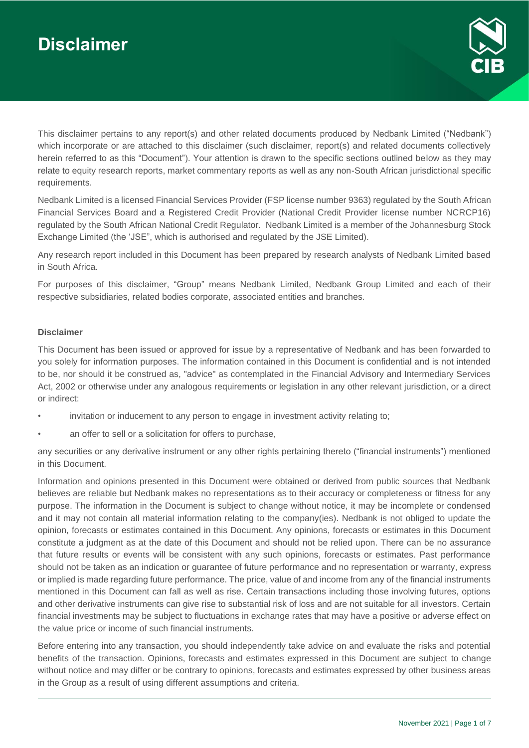# Disclaimer

This disclaimer pertains to any report(s) and other related documents produced by Nedbank Limited ("Nedbank") which incorporate or are attached to this disclaimer (such disclaimer, report(s) and related documents collectively herein referred to as this "Document"). Your attention is drawn to the specific sections outlined below as they may relate to equity research reports, market commentary reports as well as any non-South African jurisdictional specific requirements.

Nedbank Limited is a licensed Financial Services Provider (FSP license number 9363) regulated by the South African Financial Services Board and a Registered Credit Provider (National Credit Provider license number NCRCP16) regulated by the South African National Credit Regulator. Nedbank Limited is a member of the Johannesburg Stock Exchange Limited (the 'JSE", which is authorised and regulated by the JSE Limited).

Any research report included in this Document has been prepared by research analysts of Nedbank Limited based in South Africa.

For purposes of this disclaimer, "Group" means Nedbank Limited, Nedbank Group Limited and each of their respective subsidiaries, related bodies corporate, associated entities and branches.

**Disclaimer**

This Document has been issued or approved for issue by a representative of Nedbank and has been forwarded to you solely for information purposes. The information contained in this Document is confidential and is not intended to be, nor should it be construed as, "advice" as contemplated in the Financial Advisory and Intermediary Services Act, 2002 or otherwise under any analogous requirements or legislation in any other relevant jurisdiction, or a direct or indirect:

- invitation or inducement to any person to engage in investment activity relating to;
- an offer to sell or a solicitation for offers to purchase,

any securities or any derivative instrument or any other rights pertaining thereto ("financial instruments") mentioned in this Document.

Information and opinions presented in this Document were obtained or derived from public sources that Nedbank believes are reliable but Nedbank makes no representations as to their accuracy or completeness or fitness for any purpose. The information in the Document is subject to change without notice, it may be incomplete or condensed and it may not contain all material information relating to the company(ies). Nedbank is not obliged to update the opinion, forecasts or estimates contained in this Document. Any opinions, forecasts or estimates in this Document constitute a judgment as at the date of this Document and should not be relied upon. There can be no assurance that future results or events will be consistent with any such opinions, forecasts or estimates. Past performance should not be taken as an indication or guarantee of future performance and no representation or warranty, express or implied is made regarding future performance. The price, value of and income from any of the financial instruments mentioned in this Document can fall as well as rise. Certain transactions including those involving futures, options and other derivative instruments can give rise to substantial risk of loss and are not suitable for all investors. Certain financial investments may be subject to fluctuations in exchange rates that may have a positive or adverse effect on the value price or income of such financial instruments.

Before entering into any transaction, you should independently take advice on and evaluate the risks and potential benefits of the transaction. Opinions, forecasts and estimates expressed in this Document are subject to change without notice and may differ or be contrary to opinions, forecasts and estimates expressed by other business areas in the Group as a result of using different assumptions and criteria.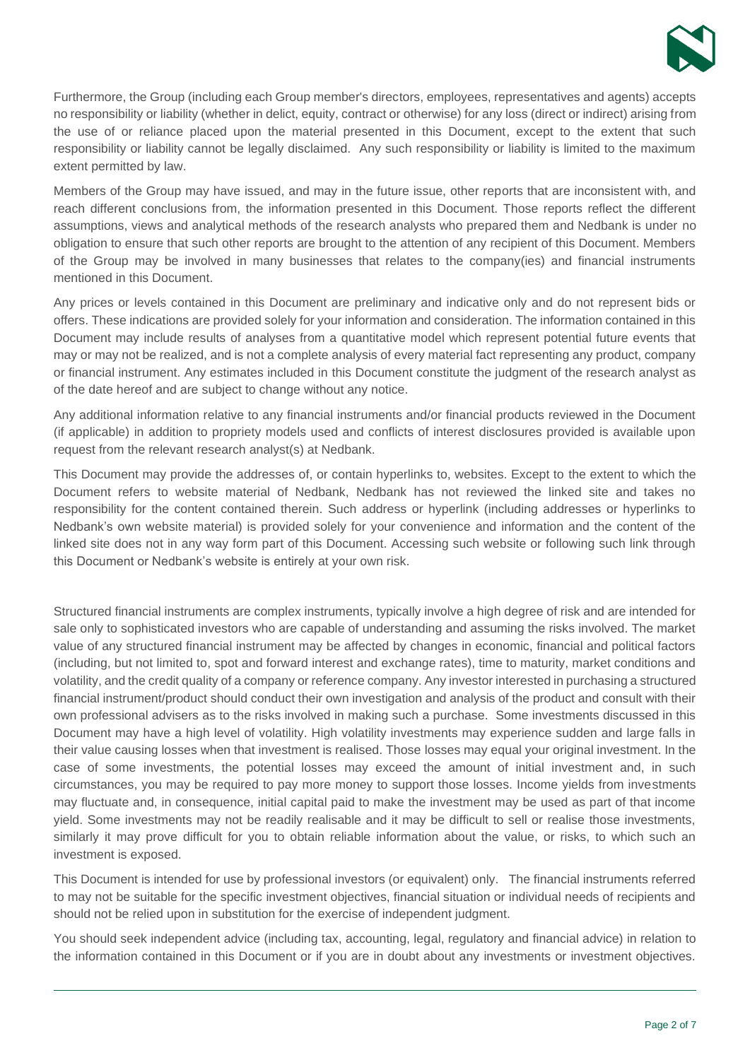Furthermore, the Group (including each Group member's directors, employees, representatives and agents) accepts no responsibility or liability (whether in delict, equity, contract or otherwise) for any loss (direct or indirect) arising from the use of or reliance placed upon the material presented in this Document, except to the extent that such responsibility or liability cannot be legally disclaimed. Any such responsibility or liability is limited to the maximum extent permitted by law.

Members of the Group may have issued, and may in the future issue, other reports that are inconsistent with, and reach different conclusions from, the information presented in this Document. Those reports reflect the different assumptions, views and analytical methods of the research analysts who prepared them and Nedbank is under no obligation to ensure that such other reports are brought to the attention of any recipient of this Document. Members of the Group may be involved in many businesses that relates to the company(ies) and financial instruments mentioned in this Document.

Any prices or levels contained in this Document are preliminary and indicative only and do not represent bids or offers. These indications are provided solely for your information and consideration. The information contained in this Document may include results of analyses from a quantitative model which represent potential future events that may or may not be realized, and is not a complete analysis of every material fact representing any product, company or financial instrument. Any estimates included in this Document constitute the judgment of the research analyst as of the date hereof and are subject to change without any notice.

Any additional information relative to any financial instruments and/or financial products reviewed in the Document (if applicable) in addition to propriety models used and conflicts of interest disclosures provided is available upon request from the relevant research analyst(s) at Nedbank.

This Document may provide the addresses of, or contain hyperlinks to, websites. Except to the extent to which the Document refers to website material of Nedbank, Nedbank has not reviewed the linked site and takes no responsibility for the content contained therein. Such address or hyperlink (including addresses or hyperlinks to Nedbank's own website material) is provided solely for your convenience and information and the content of the linked site does not in any way form part of this Document. Accessing such website or following such link through this Document or Nedbank's website is entirely at your own risk.

Structured financial instruments are complex instruments, typically involve a high degree of risk and are intended for sale only to sophisticated investors who are capable of understanding and assuming the risks involved. The market value of any structured financial instrument may be affected by changes in economic, financial and political factors (including, but not limited to, spot and forward interest and exchange rates), time to maturity, market conditions and volatility, and the credit quality of a company or reference company. Any investor interested in purchasing a structured financial instrument/product should conduct their own investigation and analysis of the product and consult with their own professional advisers as to the risks involved in making such a purchase. Some investments discussed in this Document may have a high level of volatility. High volatility investments may experience sudden and large falls in their value causing losses when that investment is realised. Those losses may equal your original investment. In the case of some investments, the potential losses may exceed the amount of initial investment and, in such circumstances, you may be required to pay more money to support those losses. Income yields from investments may fluctuate and, in consequence, initial capital paid to make the investment may be used as part of that income yield. Some investments may not be readily realisable and it may be difficult to sell or realise those investments, similarly it may prove difficult for you to obtain reliable information about the value, or risks, to which such an investment is exposed.

This Document is intended for use by professional investors (or equivalent) only. The financial instruments referred to may not be suitable for the specific investment objectives, financial situation or individual needs of recipients and should not be relied upon in substitution for the exercise of independent judgment.

You should seek independent advice (including tax, accounting, legal, regulatory and financial advice) in relation to the information contained in this Document or if you are in doubt about any investments or investment objectives.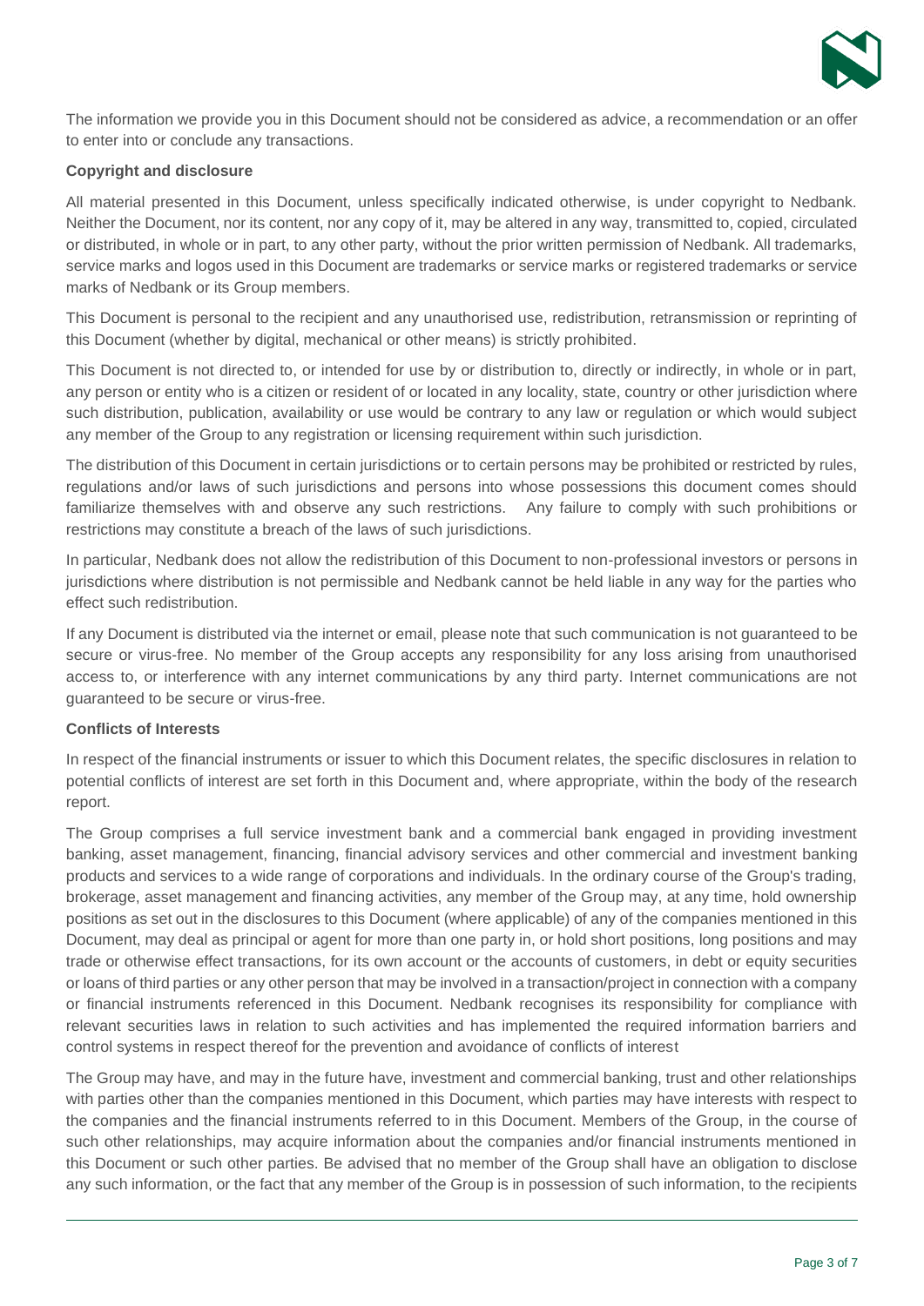The information we provide you in this Document should not be considered as advice, a recommendation or an offer to enter into or conclude any transactions.

**Copyright and disclosure**

All material presented in this Document, unless specifically indicated otherwise, is under copyright to Nedbank. Neither the Document, nor its content, nor any copy of it, may be altered in any way, transmitted to, copied, circulated or distributed, in whole or in part, to any other party, without the prior written permission of Nedbank. All trademarks, service marks and logos used in this Document are trademarks or service marks or registered trademarks or service marks of Nedbank or its Group members.

This Document is personal to the recipient and any unauthorised use, redistribution, retransmission or reprinting of this Document (whether by digital, mechanical or other means) is strictly prohibited.

This Document is not directed to, or intended for use by or distribution to, directly or indirectly, in whole or in part, any person or entity who is a citizen or resident of or located in any locality, state, country or other jurisdiction where such distribution, publication, availability or use would be contrary to any law or regulation or which would subject any member of the Group to any registration or licensing requirement within such jurisdiction.

The distribution of this Document in certain jurisdictions or to certain persons may be prohibited or restricted by rules, regulations and/or laws of such jurisdictions and persons into whose possessions this document comes should familiarize themselves with and observe any such restrictions. Any failure to comply with such prohibitions or restrictions may constitute a breach of the laws of such jurisdictions.

In particular, Nedbank does not allow the redistribution of this Document to non-professional investors or persons in jurisdictions where distribution is not permissible and Nedbank cannot be held liable in any way for the parties who effect such redistribution.

If any Document is distributed via the internet or email, please note that such communication is not guaranteed to be secure or virus-free. No member of the Group accepts any responsibility for any loss arising from unauthorised access to, or interference with any internet communications by any third party. Internet communications are not guaranteed to be secure or virus-free.

**Conflicts of Interests**

In respect of the financial instruments or issuer to which this Document relates, the specific disclosures in relation to potential conflicts of interest are set forth in this Document and, where appropriate, within the body of the research report.

The Group comprises a full service investment bank and a commercial bank engaged in providing investment banking, asset management, financing, financial advisory services and other commercial and investment banking products and services to a wide range of corporations and individuals. In the ordinary course of the Group's trading, brokerage, asset management and financing activities, any member of the Group may, at any time, hold ownership positions as set out in the disclosures to this Document (where applicable) of any of the companies mentioned in this Document, may deal as principal or agent for more than one party in, or hold short positions, long positions and may trade or otherwise effect transactions, for its own account or the accounts of customers, in debt or equity securities or loans of third parties or any other person that may be involved in a transaction/project in connection with a company or financial instruments referenced in this Document. Nedbank recognises its responsibility for compliance with relevant securities laws in relation to such activities and has implemented the required information barriers and control systems in respect thereof for the prevention and avoidance of conflicts of interest

The Group may have, and may in the future have, investment and commercial banking, trust and other relationships with parties other than the companies mentioned in this Document, which parties may have interests with respect to the companies and the financial instruments referred to in this Document. Members of the Group, in the course of such other relationships, may acquire information about the companies and/or financial instruments mentioned in this Document or such other parties. Be advised that no member of the Group shall have an obligation to disclose any such information, or the fact that any member of the Group is in possession of such information, to the recipients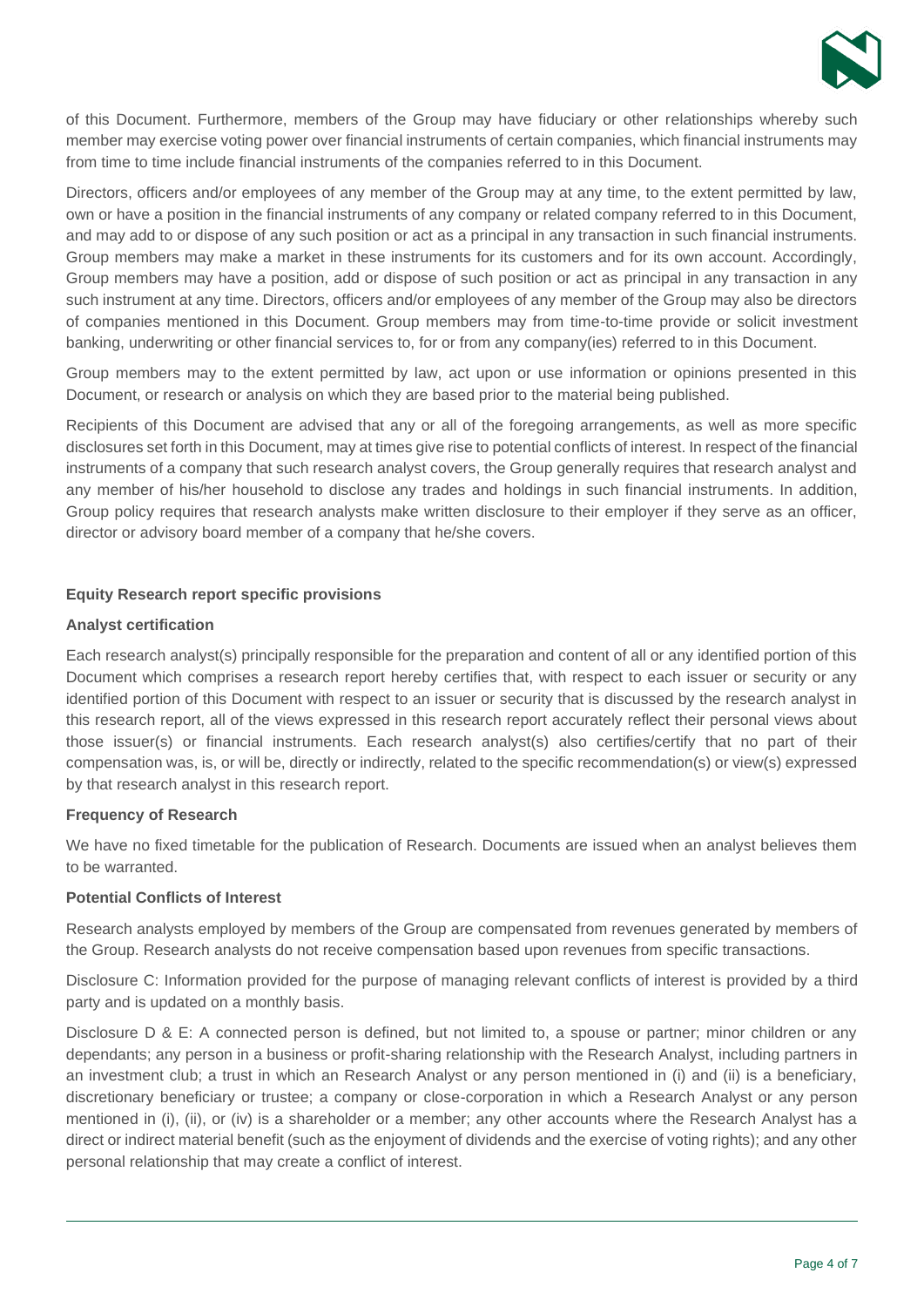of this Document. Furthermore, members of the Group may have fiduciary or other relationships whereby such member may exercise voting power over financial instruments of certain companies, which financial instruments may from time to time include financial instruments of the companies referred to in this Document.

Directors, officers and/or employees of any member of the Group may at any time, to the extent permitted by law, own or have a position in the financial instruments of any company or related company referred to in this Document, and may add to or dispose of any such position or act as a principal in any transaction in such financial instruments. Group members may make a market in these instruments for its customers and for its own account. Accordingly, Group members may have a position, add or dispose of such position or act as principal in any transaction in any such instrument at any time. Directors, officers and/or employees of any member of the Group may also be directors of companies mentioned in this Document. Group members may from time-to-time provide or solicit investment banking, underwriting or other financial services to, for or from any company(ies) referred to in this Document.

Group members may to the extent permitted by law, act upon or use information or opinions presented in this Document, or research or analysis on which they are based prior to the material being published.

Recipients of this Document are advised that any or all of the foregoing arrangements, as well as more specific disclosures set forth in this Document, may at times give rise to potential conflicts of interest. In respect of the financial instruments of a company that such research analyst covers, the Group generally requires that research analyst and any member of his/her household to disclose any trades and holdings in such financial instruments. In addition, Group policy requires that research analysts make written disclosure to their employer if they serve as an officer, director or advisory board member of a company that he/she covers.

**Equity Research report specific provisions**

**Analyst certification**

Each research analyst(s) principally responsible for the preparation and content of all or any identified portion of this Document which comprises a research report hereby certifies that, with respect to each issuer or security or any identified portion of this Document with respect to an issuer or security that is discussed by the research analyst in this research report, all of the views expressed in this research report accurately reflect their personal views about those issuer(s) or financial instruments. Each research analyst(s) also certifies/certify that no part of their compensation was, is, or will be, directly or indirectly, related to the specific recommendation(s) or view(s) expressed by that research analyst in this research report.

**Frequency of Research**

We have no fixed timetable for the publication of Research. Documents are issued when an analyst believes them to be warranted.

**Potential Conflicts of Interest**

Research analysts employed by members of the Group are compensated from revenues generated by members of the Group. Research analysts do not receive compensation based upon revenues from specific transactions.

Disclosure C: Information provided for the purpose of managing relevant conflicts of interest is provided by a third party and is updated on a monthly basis.

Disclosure D & E: A connected person is defined, but not limited to, a spouse or partner; minor children or any dependants; any person in a business or profit-sharing relationship with the Research Analyst, including partners in an investment club; a trust in which an Research Analyst or any person mentioned in (i) and (ii) is a beneficiary, discretionary beneficiary or trustee; a company or close-corporation in which a Research Analyst or any person mentioned in (i), (ii), or (iv) is a shareholder or a member; any other accounts where the Research Analyst has a direct or indirect material benefit (such as the enjoyment of dividends and the exercise of voting rights); and any other personal relationship that may create a conflict of interest.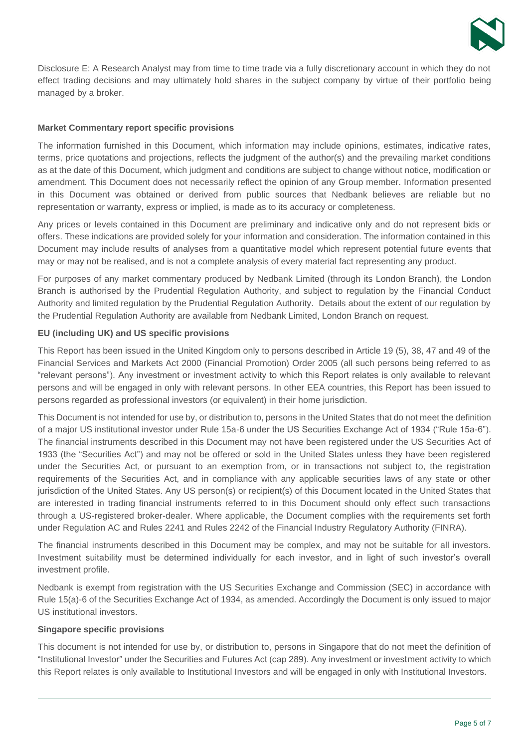Disclosure E: A Research Analyst may from time to time trade via a fully discretionary account in which they do not effect trading decisions and may ultimately hold shares in the subject company by virtue of their portfolio being managed by a broker.

**Market Commentary report specific provisions**

The information furnished in this Document, which information may include opinions, estimates, indicative rates, terms, price quotations and projections, reflects the judgment of the author(s) and the prevailing market conditions as at the date of this Document, which judgment and conditions are subject to change without notice, modification or amendment. This Document does not necessarily reflect the opinion of any Group member. Information presented in this Document was obtained or derived from public sources that Nedbank believes are reliable but no representation or warranty, express or implied, is made as to its accuracy or completeness.

Any prices or levels contained in this Document are preliminary and indicative only and do not represent bids or offers. These indications are provided solely for your information and consideration. The information contained in this Document may include results of analyses from a quantitative model which represent potential future events that may or may not be realised, and is not a complete analysis of every material fact representing any product.

For purposes of any market commentary produced by Nedbank Limited (through its London Branch), the London Branch is authorised by the Prudential Regulation Authority, and subject to regulation by the Financial Conduct Authority and limited regulation by the Prudential Regulation Authority. Details about the extent of our regulation by the Prudential Regulation Authority are available from Nedbank Limited, London Branch on request.

**EU (including UK) and US specific provisions**

This Report has been issued in the United Kingdom only to persons described in Article 19 (5), 38, 47 and 49 of the Financial Services and Markets Act 2000 (Financial Promotion) Order 2005 (all such persons being referred to as "relevant persons"). Any investment or investment activity to which this Report relates is only available to relevant persons and will be engaged in only with relevant persons. In other EEA countries, this Report has been issued to persons regarded as professional investors (or equivalent) in their home jurisdiction.

This Document is not intended for use by, or distribution to, persons in the United States that do not meet the definition of a major US institutional investor under Rule 15a-6 under the US Securities Exchange Act of 1934 ("Rule 15a-6"). The financial instruments described in this Document may not have been registered under the US Securities Act of 1933 (the "Securities Act") and may not be offered or sold in the United States unless they have been registered under the Securities Act, or pursuant to an exemption from, or in transactions not subject to, the registration requirements of the Securities Act, and in compliance with any applicable securities laws of any state or other jurisdiction of the United States. Any US person(s) or recipient(s) of this Document located in the United States that are interested in trading financial instruments referred to in this Document should only effect such transactions through a US-registered broker-dealer. Where applicable, the Document complies with the requirements set forth under Regulation AC and Rules 2241 and Rules 2242 of the Financial Industry Regulatory Authority (FINRA).

The financial instruments described in this Document may be complex, and may not be suitable for all investors. Investment suitability must be determined individually for each investor, and in light of such investor's overall investment profile.

Nedbank is exempt from registration with the US Securities Exchange and Commission (SEC) in accordance with Rule 15(a)-6 of the Securities Exchange Act of 1934, as amended. Accordingly the Document is only issued to major US institutional investors.

**Singapore specific provisions**

This document is not intended for use by, or distribution to, persons in Singapore that do not meet the definition of "Institutional Investor" under the Securities and Futures Act (cap 289). Any investment or investment activity to which this Report relates is only available to Institutional Investors and will be engaged in only with Institutional Investors.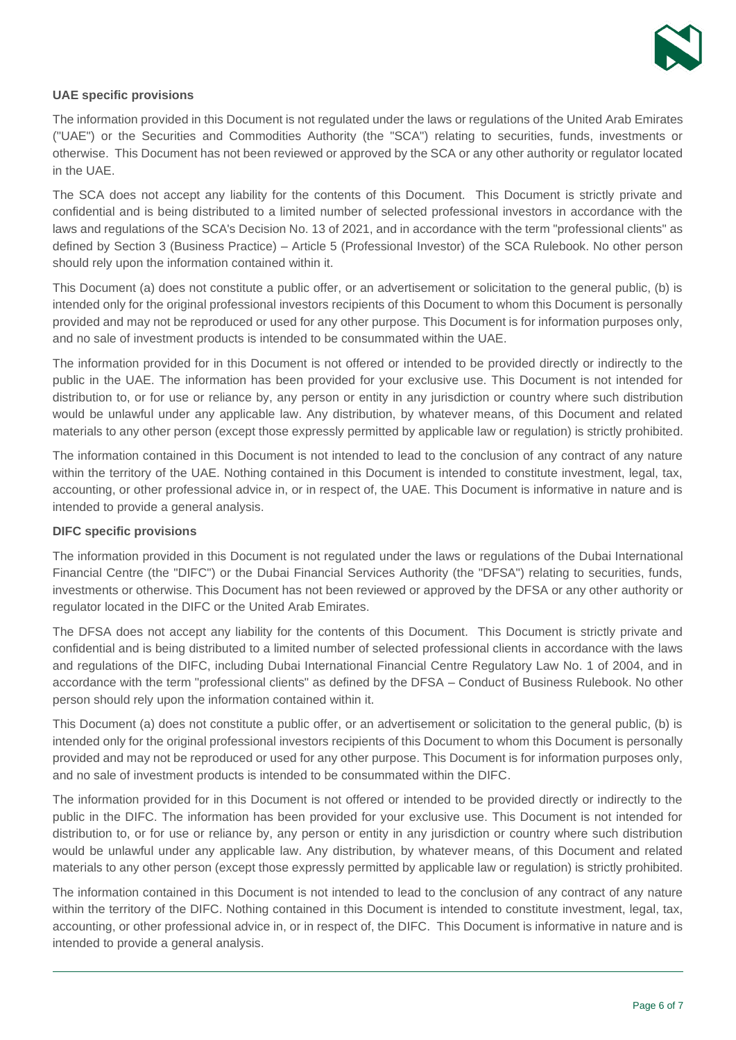**UAE specific provisions**

The information provided in this Document is not regulated under the laws or regulations of the United Arab Emirates ("UAE") or the Securities and Commodities Authority (the "SCA") relating to securities, funds, investments or otherwise. This Document has not been reviewed or approved by the SCA or any other authority or regulator located in the UAE.

The SCA does not accept any liability for the contents of this Document. This Document is strictly private and confidential and is being distributed to a limited number of selected professional investors in accordance with the laws and regulations of the SCA's Decision No. 13 of 2021, and in accordance with the term "professional clients" as defined by Section 3 (Business Practice) – Article 5 (Professional Investor) of the SCA Rulebook. No other person should rely upon the information contained within it.

This Document (a) does not constitute a public offer, or an advertisement or solicitation to the general public, (b) is intended only for the original professional investors recipients of this Document to whom this Document is personally provided and may not be reproduced or used for any other purpose. This Document is for information purposes only, and no sale of investment products is intended to be consummated within the UAE.

The information provided for in this Document is not offered or intended to be provided directly or indirectly to the public in the UAE. The information has been provided for your exclusive use. This Document is not intended for distribution to, or for use or reliance by, any person or entity in any jurisdiction or country where such distribution would be unlawful under any applicable law. Any distribution, by whatever means, of this Document and related materials to any other person (except those expressly permitted by applicable law or regulation) is strictly prohibited.

The information contained in this Document is not intended to lead to the conclusion of any contract of any nature within the territory of the UAE. Nothing contained in this Document is intended to constitute investment, legal, tax, accounting, or other professional advice in, or in respect of, the UAE. This Document is informative in nature and is intended to provide a general analysis.

**DIFC specific provisions**

The information provided in this Document is not regulated under the laws or regulations of the Dubai International Financial Centre (the "DIFC") or the Dubai Financial Services Authority (the "DFSA") relating to securities, funds, investments or otherwise. This Document has not been reviewed or approved by the DFSA or any other authority or regulator located in the DIFC or the United Arab Emirates.

The DFSA does not accept any liability for the contents of this Document. This Document is strictly private and confidential and is being distributed to a limited number of selected professional clients in accordance with the laws and regulations of the DIFC, including Dubai International Financial Centre Regulatory Law No. 1 of 2004, and in accordance with the term "professional clients" as defined by the DFSA – Conduct of Business Rulebook. No other person should rely upon the information contained within it.

This Document (a) does not constitute a public offer, or an advertisement or solicitation to the general public, (b) is intended only for the original professional investors recipients of this Document to whom this Document is personally provided and may not be reproduced or used for any other purpose. This Document is for information purposes only, and no sale of investment products is intended to be consummated within the DIFC.

The information provided for in this Document is not offered or intended to be provided directly or indirectly to the public in the DIFC. The information has been provided for your exclusive use. This Document is not intended for distribution to, or for use or reliance by, any person or entity in any jurisdiction or country where such distribution would be unlawful under any applicable law. Any distribution, by whatever means, of this Document and related materials to any other person (except those expressly permitted by applicable law or regulation) is strictly prohibited.

The information contained in this Document is not intended to lead to the conclusion of any contract of any nature within the territory of the DIFC. Nothing contained in this Document is intended to constitute investment, legal, tax, accounting, or other professional advice in, or in respect of, the DIFC. This Document is informative in nature and is intended to provide a general analysis.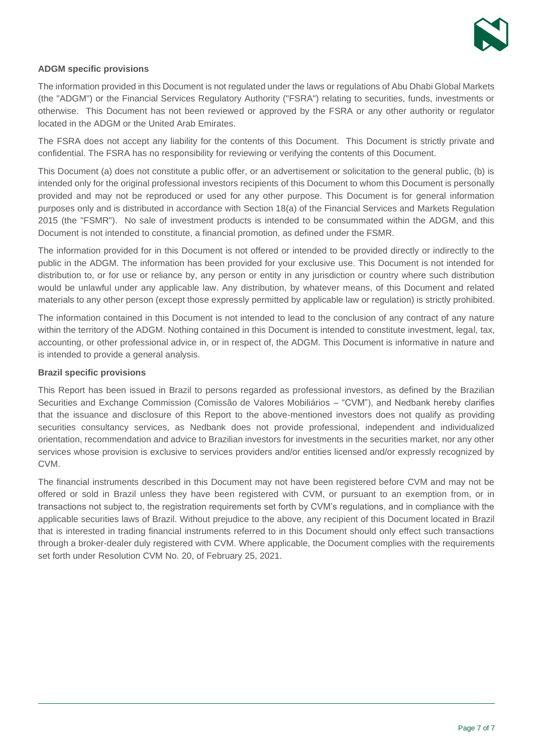**ADGM specific provisions**

The information provided in this Document is not regulated under the laws or regulations of Abu Dhabi Global Markets (the "ADGM") or the Financial Services Regulatory Authority ("FSRA") relating to securities, funds, investments or otherwise. This Document has not been reviewed or approved by the FSRA or any other authority or regulator located in the ADGM or the United Arab Emirates.

The FSRA does not accept any liability for the contents of this Document. This Document is strictly private and confidential. The FSRA has no responsibility for reviewing or verifying the contents of this Document.

This Document (a) does not constitute a public offer, or an advertisement or solicitation to the general public, (b) is intended only for the original professional investors recipients of this Document to whom this Document is personally provided and may not be reproduced or used for any other purpose. This Document is for general information purposes only and is distributed in accordance with Section 18(a) of the Financial Services and Markets Regulation 2015 (the "FSMR"). No sale of investment products is intended to be consummated within the ADGM, and this Document is not intended to constitute, a financial promotion, as defined under the FSMR.

The information provided for in this Document is not offered or intended to be provided directly or indirectly to the public in the ADGM. The information has been provided for your exclusive use. This Document is not intended for distribution to, or for use or reliance by, any person or entity in any jurisdiction or country where such distribution would be unlawful under any applicable law. Any distribution, by whatever means, of this Document and related materials to any other person (except those expressly permitted by applicable law or regulation) is strictly prohibited.

The information contained in this Document is not intended to lead to the conclusion of any contract of any nature within the territory of the ADGM. Nothing contained in this Document is intended to constitute investment, legal, tax, accounting, or other professional advice in, or in respect of, the ADGM. This Document is informative in nature and is intended to provide a general analysis.

**Brazil specific provisions**

This Report has been issued in Brazil to persons regarded as professional investors, as defined by the Brazilian Securities and Exchange Commission (Comissão de Valores Mobiliários – "CVM"), and Nedbank hereby clarifies that the issuance and disclosure of this Report to the above-mentioned investors does not qualify as providing securities consultancy services, as Nedbank does not provide professional, independent and individualized orientation, recommendation and advice to Brazilian investors for investments in the securities market, nor any other services whose provision is exclusive to services providers and/or entities licensed and/or expressly recognized by CVM.

The financial instruments described in this Document may not have been registered before CVM and may not be offered or sold in Brazil unless they have been registered with CVM, or pursuant to an exemption from, or in transactions not subject to, the registration requirements set forth by CVM's regulations, and in compliance with the applicable securities laws of Brazil. Without prejudice to the above, any recipient of this Document located in Brazil that is interested in trading financial instruments referred to in this Document should only effect such transactions through a broker-dealer duly registered with CVM. Where applicable, the Document complies with the requirements set forth under Resolution CVM No. 20, of February 25, 2021.